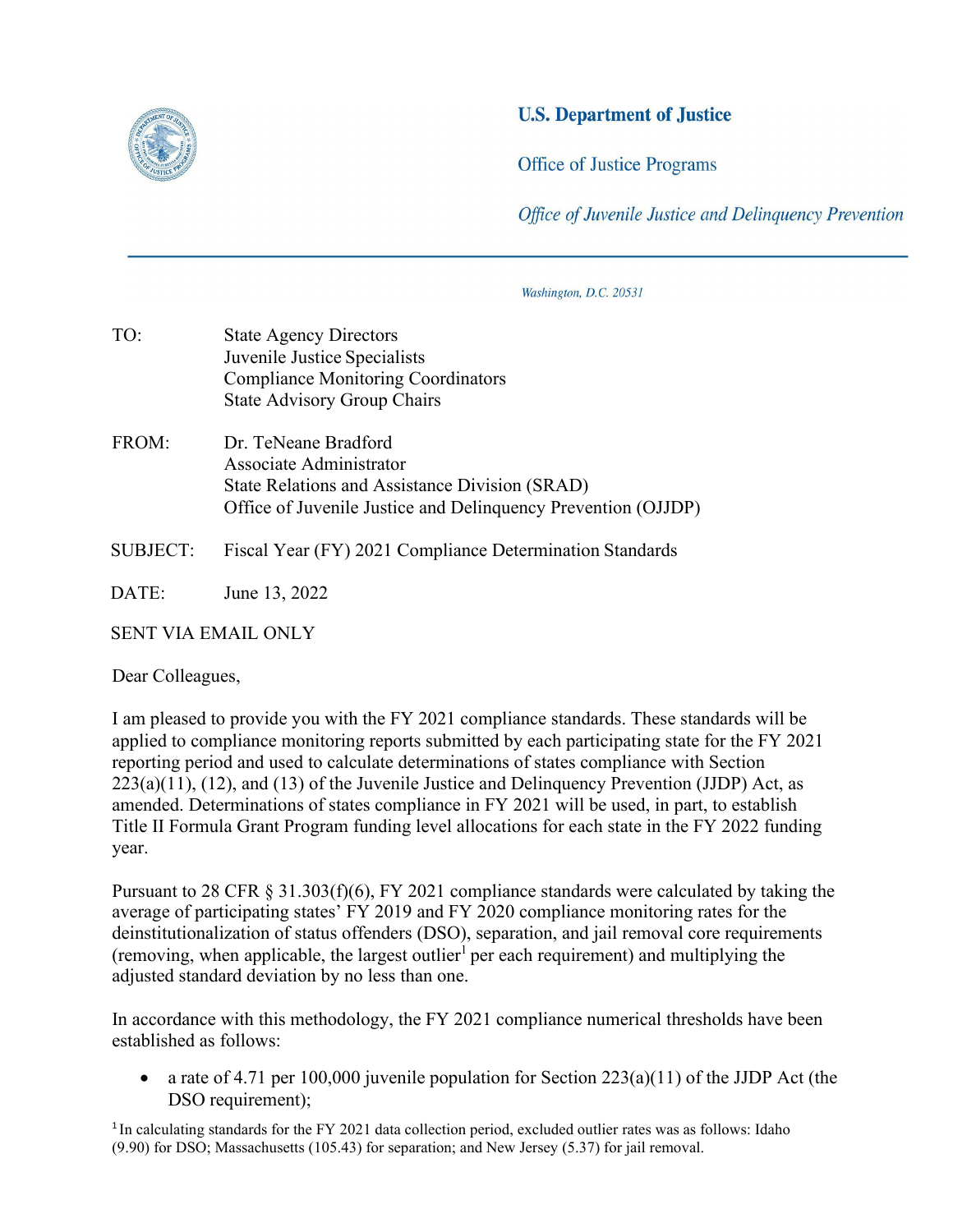**U.S. Department of Justice**

Office of Justice Programs

*Office of Juvenile Justice and Delinquency Prevention*

*Washington, D.C. 20531*

TO: State Agency Directors
Juvenile Justice Specialists
Compliance Monitoring Coordinators
State Advisory Group Chairs

FROM: Dr. TeNeane Bradford
Associate Administrator
State Relations and Assistance Division (SRAD)
Office of Juvenile Justice and Delinquency Prevention (OJJDP)

SUBJECT: Fiscal Year (FY) 2021 Compliance Determination Standards

DATE: June 13, 2022

SENT VIA EMAIL ONLY

Dear Colleagues,

I am pleased to provide you with the FY 2021 compliance standards. These standards will be applied to compliance monitoring reports submitted by each participating state for the FY 2021 reporting period and used to calculate determinations of states compliance with Section 223(a)(11), (12), and (13) of the Juvenile Justice and Delinquency Prevention (JJDP) Act, as amended. Determinations of states compliance in FY 2021 will be used, in part, to establish Title II Formula Grant Program funding level allocations for each state in the FY 2022 funding year.

Pursuant to 28 CFR § 31.303(f)(6), FY 2021 compliance standards were calculated by taking the average of participating states' FY 2019 and FY 2020 compliance monitoring rates for the deinstitutionalization of status offenders (DSO), separation, and jail removal core requirements (removing, when applicable, the largest outlier[1] per each requirement) and multiplying the adjusted standard deviation by no less than one.

In accordance with this methodology, the FY 2021 compliance numerical thresholds have been established as follows:

- a rate of 4.71 per 100,000 juvenile population for Section 223(a)(11) of the JJDP Act (the DSO requirement);

[1] In calculating standards for the FY 2021 data collection period, excluded outlier rates was as follows: Idaho (9.90) for DSO; Massachusetts (105.43) for separation; and New Jersey (5.37) for jail removal.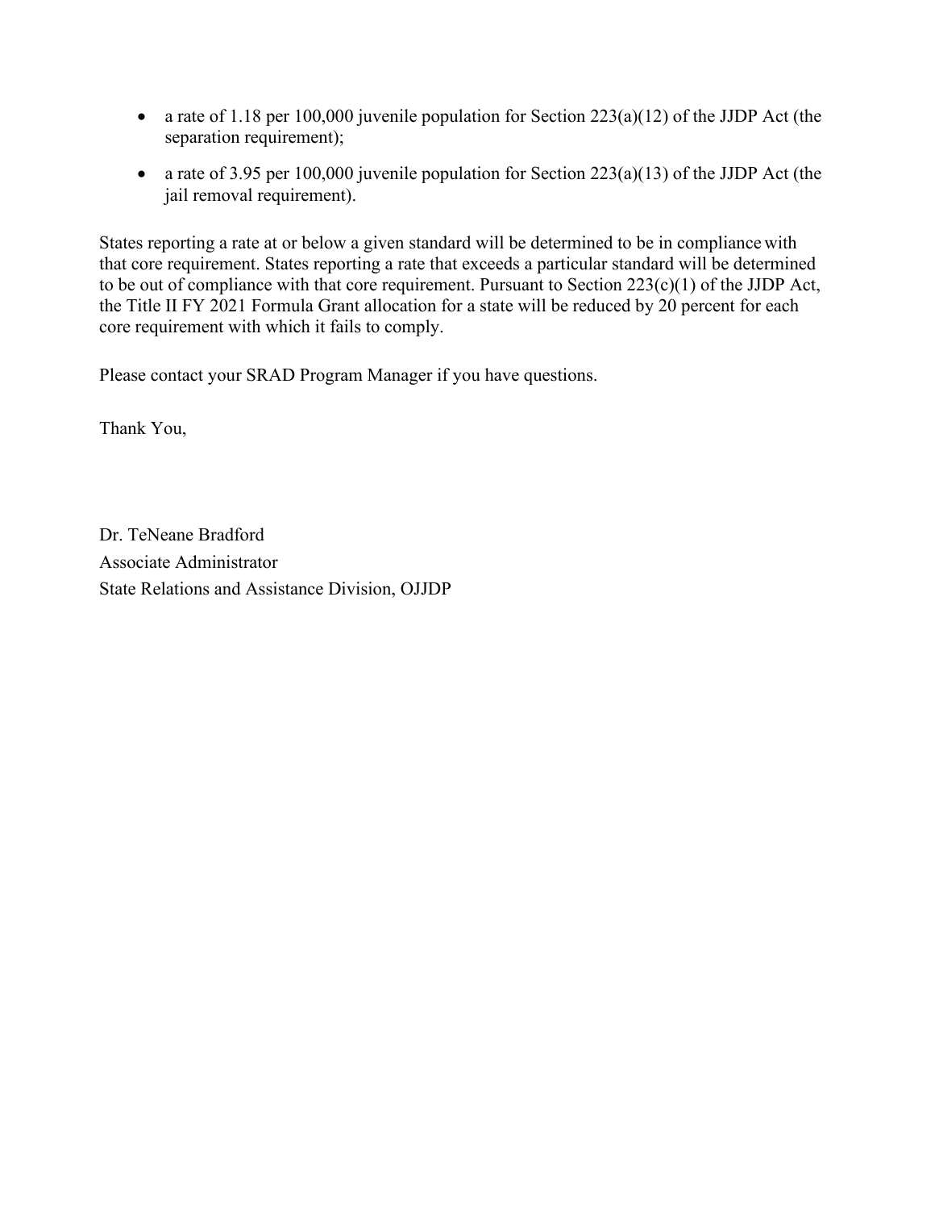- a rate of 1.18 per 100,000 juvenile population for Section 223(a)(12) of the JJDP Act (the separation requirement);
- a rate of 3.95 per 100,000 juvenile population for Section 223(a)(13) of the JJDP Act (the jail removal requirement).

States reporting a rate at or below a given standard will be determined to be in compliance with that core requirement. States reporting a rate that exceeds a particular standard will be determined to be out of compliance with that core requirement. Pursuant to Section 223(c)(1) of the JJDP Act, the Title II FY 2021 Formula Grant allocation for a state will be reduced by 20 percent for each core requirement with which it fails to comply.

Please contact your SRAD Program Manager if you have questions.

Thank You,

Dr. TeNeane Bradford
Associate Administrator
State Relations and Assistance Division, OJJDP